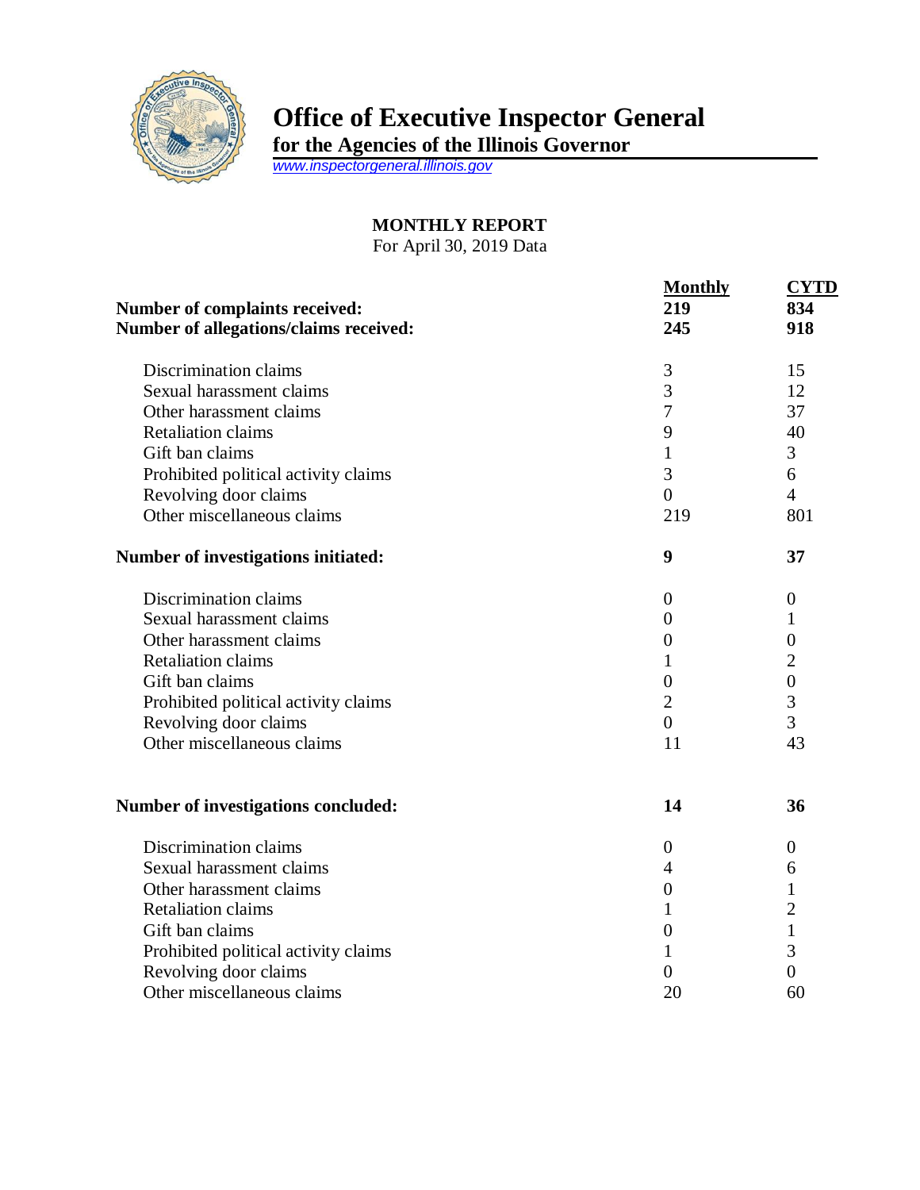# Office of Executive Inspector General

**for the Agencies of the Illinois Governor**

www.inspectorgeneral.illinois.gov

## MONTHLY REPORT

For April 30, 2019 Data

| | Monthly | CYTD |
|---|---|---|
| **Number of complaints received:** | **219** | **834** |
| **Number of allegations/claims received:** | **245** | **918** |
| Discrimination claims | 3 | 15 |
| Sexual harassment claims | 3 | 12 |
| Other harassment claims | 7 | 37 |
| Retaliation claims | 9 | 40 |
| Gift ban claims | 1 | 3 |
| Prohibited political activity claims | 3 | 6 |
| Revolving door claims | 0 | 4 |
| Other miscellaneous claims | 219 | 801 |
| **Number of investigations initiated:** | **9** | **37** |
| Discrimination claims | 0 | 0 |
| Sexual harassment claims | 0 | 1 |
| Other harassment claims | 0 | 0 |
| Retaliation claims | 1 | 2 |
| Gift ban claims | 0 | 0 |
| Prohibited political activity claims | 2 | 3 |
| Revolving door claims | 0 | 3 |
| Other miscellaneous claims | 11 | 43 |
| **Number of investigations concluded:** | **14** | **36** |
| Discrimination claims | 0 | 0 |
| Sexual harassment claims | 4 | 6 |
| Other harassment claims | 0 | 1 |
| Retaliation claims | 1 | 2 |
| Gift ban claims | 0 | 1 |
| Prohibited political activity claims | 1 | 3 |
| Revolving door claims | 0 | 0 |
| Other miscellaneous claims | 20 | 60 |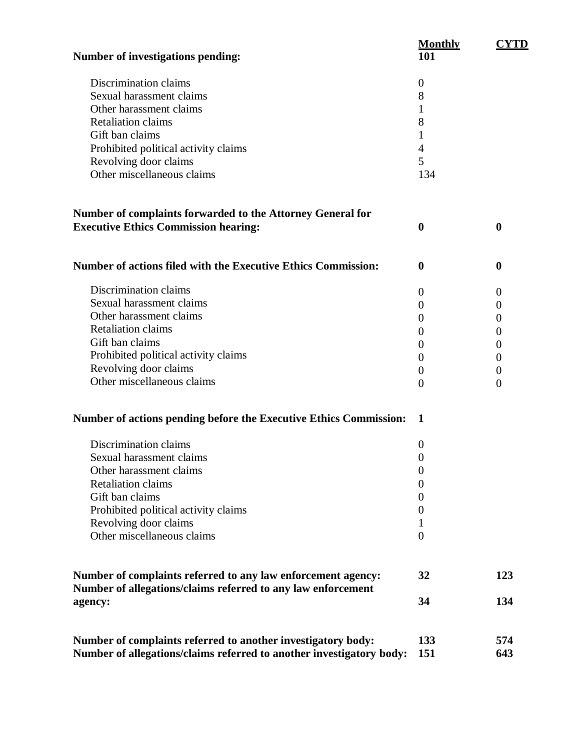| | Monthly | CYTD |
|---|---|---|
| **Number of investigations pending:** | **101** | |
| Discrimination claims | 0 | |
| Sexual harassment claims | 8 | |
| Other harassment claims | 1 | |
| Retaliation claims | 8 | |
| Gift ban claims | 1 | |
| Prohibited political activity claims | 4 | |
| Revolving door claims | 5 | |
| Other miscellaneous claims | 134 | |
| **Number of complaints forwarded to the Attorney General for Executive Ethics Commission hearing:** | **0** | **0** |
| **Number of actions filed with the Executive Ethics Commission:** | **0** | **0** |
| Discrimination claims | 0 | 0 |
| Sexual harassment claims | 0 | 0 |
| Other harassment claims | 0 | 0 |
| Retaliation claims | 0 | 0 |
| Gift ban claims | 0 | 0 |
| Prohibited political activity claims | 0 | 0 |
| Revolving door claims | 0 | 0 |
| Other miscellaneous claims | 0 | 0 |
| **Number of actions pending before the Executive Ethics Commission:** | **1** | |
| Discrimination claims | 0 | |
| Sexual harassment claims | 0 | |
| Other harassment claims | 0 | |
| Retaliation claims | 0 | |
| Gift ban claims | 0 | |
| Prohibited political activity claims | 0 | |
| Revolving door claims | 1 | |
| Other miscellaneous claims | 0 | |
| **Number of complaints referred to any law enforcement agency:** | **32** | **123** |
| **Number of allegations/claims referred to any law enforcement agency:** | **34** | **134** |
| **Number of complaints referred to another investigatory body:** | **133** | **574** |
| **Number of allegations/claims referred to another investigatory body:** | **151** | **643** |